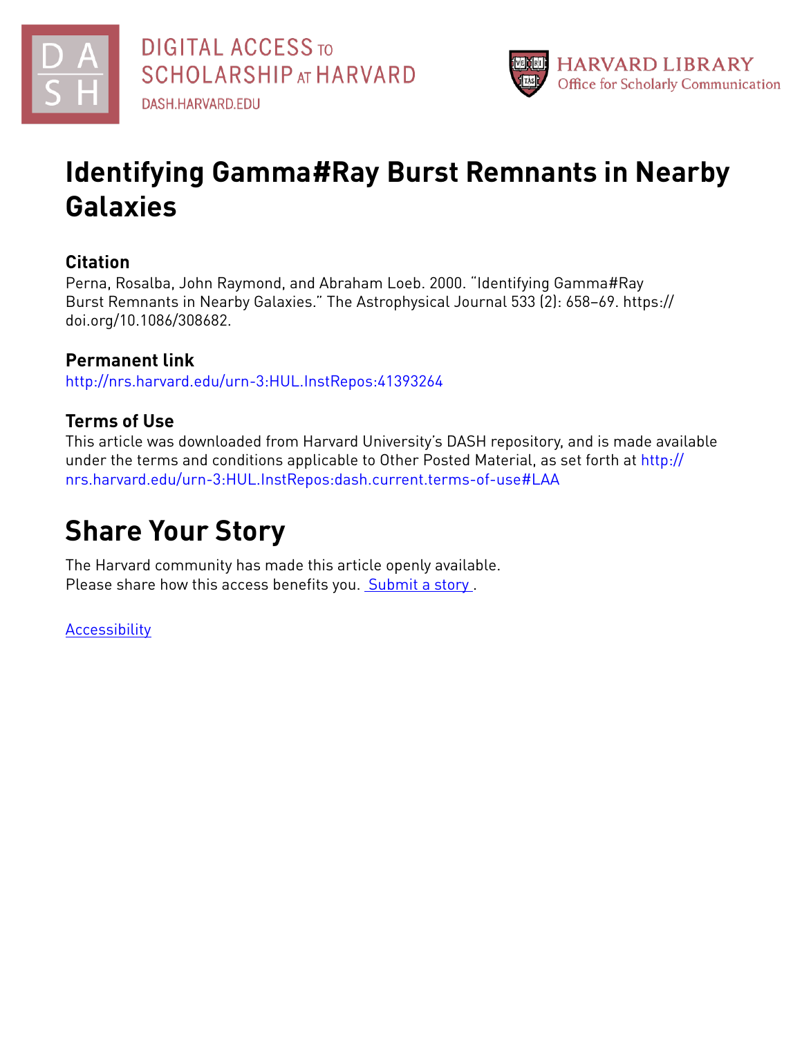DIGITAL ACCESS TO SCHOLARSHIP AT HARVARD
DASH.HARVARD.EDU

HARVARD LIBRARY
Office for Scholarly Communication

# Identifying Gamma#Ray Burst Remnants in Nearby Galaxies

## Citation

Perna, Rosalba, John Raymond, and Abraham Loeb. 2000. "Identifying Gamma#Ray Burst Remnants in Nearby Galaxies." The Astrophysical Journal 533 (2): 658–69. https://doi.org/10.1086/308682.

## Permanent link

http://nrs.harvard.edu/urn-3:HUL.InstRepos:41393264

## Terms of Use

This article was downloaded from Harvard University's DASH repository, and is made available under the terms and conditions applicable to Other Posted Material, as set forth at http://nrs.harvard.edu/urn-3:HUL.InstRepos:dash.current.terms-of-use#LAA

# Share Your Story

The Harvard community has made this article openly available.
Please share how this access benefits you. Submit a story .

Accessibility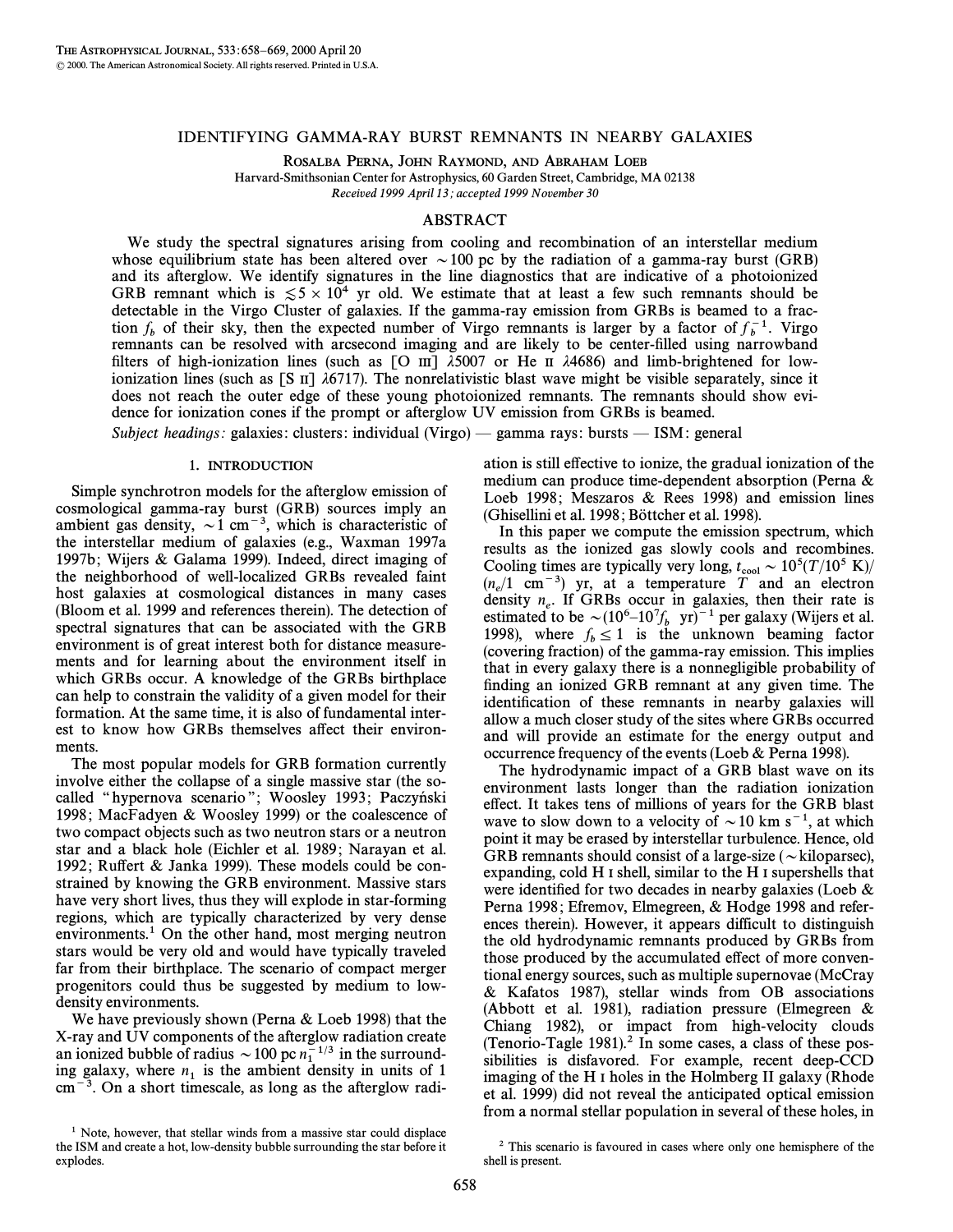# IDENTIFYING GAMMA-RAY BURST REMNANTS IN NEARBY GALAXIES

Rosalba Perna, John Raymond, and Abraham Loeb

Harvard-Smithsonian Center for Astrophysics, 60 Garden Street, Cambridge, MA 02138

*Received 1999 April 13; accepted 1999 November 30*

## ABSTRACT

We study the spectral signatures arising from cooling and recombination of an interstellar medium whose equilibrium state has been altered over $\sim 100$ pc by the radiation of a gamma-ray burst (GRB) and its afterglow. We identify signatures in the line diagnostics that are indicative of a photoionized GRB remnant which is $\lesssim 5 \times 10^4$ yr old. We estimate that at least a few such remnants should be detectable in the Virgo Cluster of galaxies. If the gamma-ray emission from GRBs is beamed to a fraction $f_b$ of their sky, then the expected number of Virgo remnants is larger by a factor of $f_b^{-1}$. Virgo remnants can be resolved with arcsecond imaging and are likely to be center-filled using narrowband filters of high-ionization lines (such as [O III] $\lambda$5007 or He II $\lambda$4686) and limb-brightened for low-ionization lines (such as [S II] $\lambda$6717). The nonrelativistic blast wave might be visible separately, since it does not reach the outer edge of these young photoionized remnants. The remnants should show evidence for ionization cones if the prompt or afterglow UV emission from GRBs is beamed.

*Subject headings:* galaxies: clusters: individual (Virgo) — gamma rays: bursts — ISM: general

## 1. INTRODUCTION

Simple synchrotron models for the afterglow emission of cosmological gamma-ray burst (GRB) sources imply an ambient gas density, $\sim 1$ cm$^{-3}$, which is characteristic of the interstellar medium of galaxies (e.g., Waxman 1997a 1997b; Wijers & Galama 1999). Indeed, direct imaging of the neighborhood of well-localized GRBs revealed faint host galaxies at cosmological distances in many cases (Bloom et al. 1999 and references therein). The detection of spectral signatures that can be associated with the GRB environment is of great interest both for distance measurements and for learning about the environment itself in which GRBs occur. A knowledge of the GRBs birthplace can help to constrain the validity of a given model for their formation. At the same time, it is also of fundamental interest to know how GRBs themselves affect their environments.

The most popular models for GRB formation currently involve either the collapse of a single massive star (the so-called "hypernova scenario"; Woosley 1993; Paczyński 1998; MacFadyen & Woosley 1999) or the coalescence of two compact objects such as two neutron stars or a neutron star and a black hole (Eichler et al. 1989; Narayan et al. 1992; Ruffert & Janka 1999). These models could be constrained by knowing the GRB environment. Massive stars have very short lives, thus they will explode in star-forming regions, which are typically characterized by very dense environments.[1] On the other hand, most merging neutron stars would be very old and would have typically traveled far from their birthplace. The scenario of compact merger progenitors could thus be suggested by medium to low-density environments.

We have previously shown (Perna & Loeb 1998) that the X-ray and UV components of the afterglow radiation create an ionized bubble of radius $\sim 100$ pc $n_1^{-1/3}$ in the surrounding galaxy, where $n_1$ is the ambient density in units of 1 cm$^{-3}$. On a short timescale, as long as the afterglow radiation is still effective to ionize, the gradual ionization of the medium can produce time-dependent absorption (Perna & Loeb 1998; Meszaros & Rees 1998) and emission lines (Ghisellini et al. 1998; Böttcher et al. 1998).

In this paper we compute the emission spectrum, which results as the ionized gas slowly cools and recombines. Cooling times are typically very long, $t_{\rm cool} \sim 10^5 (T/10^5\ {\rm K})/(n_e/1\ {\rm cm}^{-3})$ yr, at a temperature $T$ and an electron density $n_e$. If GRBs occur in galaxies, then their rate is estimated to be $\sim (10^6$–$10^7 f_b\ {\rm yr})^{-1}$ per galaxy (Wijers et al. 1998), where $f_b \leq 1$ is the unknown beaming factor (covering fraction) of the gamma-ray emission. This implies that in every galaxy there is a nonnegligible probability of finding an ionized GRB remnant at any given time. The identification of these remnants in nearby galaxies will allow a much closer study of the sites where GRBs occurred and will provide an estimate for the energy output and occurrence frequency of the events (Loeb & Perna 1998).

The hydrodynamic impact of a GRB blast wave on its environment lasts longer than the radiation ionization effect. It takes tens of millions of years for the GRB blast wave to slow down to a velocity of $\sim 10$ km s$^{-1}$, at which point it may be erased by interstellar turbulence. Hence, old GRB remnants should consist of a large-size ($\sim$ kiloparsec), expanding, cold H I shell, similar to the H I supershells that were identified for two decades in nearby galaxies (Loeb & Perna 1998; Efremov, Elmegreen, & Hodge 1998 and references therein). However, it appears difficult to distinguish the old hydrodynamic remnants produced by GRBs from those produced by the accumulated effect of more conventional energy sources, such as multiple supernovae (McCray & Kafatos 1987), stellar winds from OB associations (Abbott et al. 1981), radiation pressure (Elmegreen & Chiang 1982), or impact from high-velocity clouds (Tenorio-Tagle 1981).[2] In some cases, a class of these possibilities is disfavored. For example, recent deep-CCD imaging of the H I holes in the Holmberg II galaxy (Rhode et al. 1999) did not reveal the anticipated optical emission from a normal stellar population in several of these holes, in

[1] Note, however, that stellar winds from a massive star could displace the ISM and create a hot, low-density bubble surrounding the star before it explodes.

[2] This scenario is favoured in cases where only one hemisphere of the shell is present.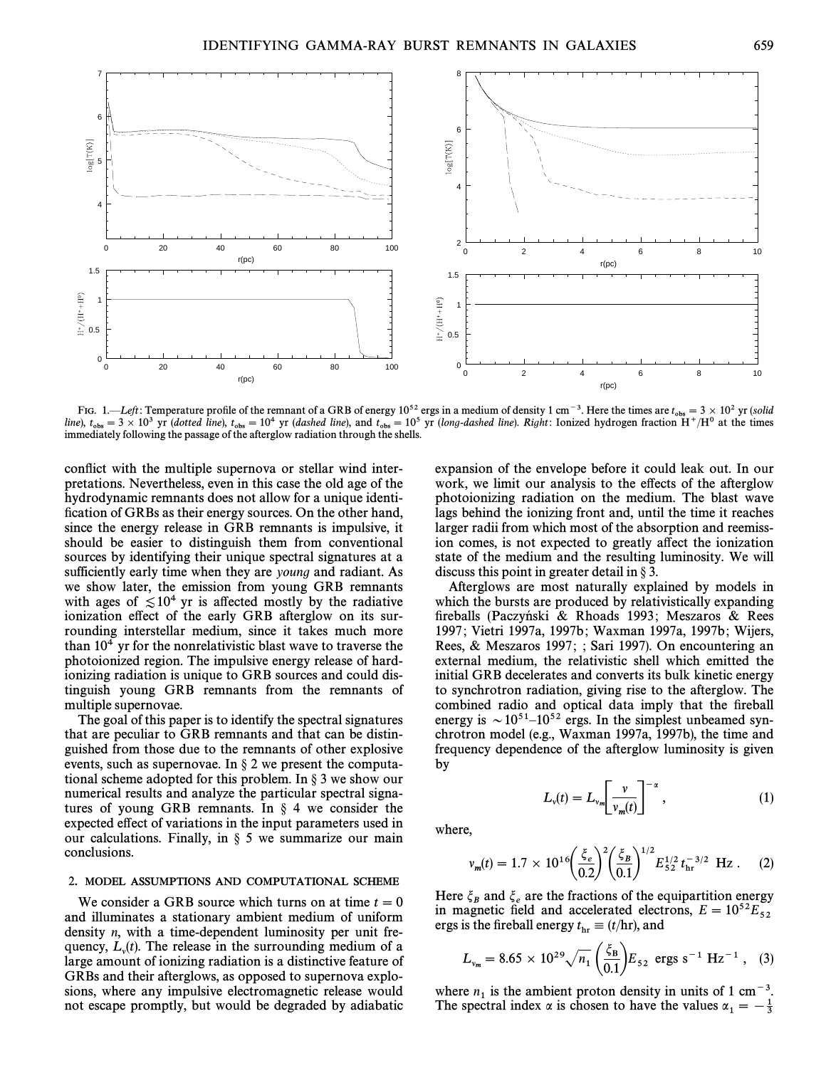FIG. 1.—*Left*: Temperature profile of the remnant of a GRB of energy $10^{52}$ ergs in a medium of density 1 $cm^{-3}$. Here the times are $t_{obs} = 3 \times 10^2$ yr (*solid line*), $t_{obs} = 3 \times 10^3$ yr (*dotted line*), $t_{obs} = 10^4$ yr (*dashed line*), and $t_{obs} = 10^5$ yr (*long-dashed line*). *Right*: Ionized hydrogen fraction $H^+/H^0$ at the times immediately following the passage of the afterglow radiation through the shells.

conflict with the multiple supernova or stellar wind interpretations. Nevertheless, even in this case the old age of the hydrodynamic remnants does not allow for a unique identification of GRBs as their energy sources. On the other hand, since the energy release in GRB remnants is impulsive, it should be easier to distinguish them from conventional sources by identifying their unique spectral signatures at a sufficiently early time when they are *young* and radiant. As we show later, the emission from young GRB remnants with ages of $\lesssim 10^4$ yr is affected mostly by the radiative ionization effect of the early GRB afterglow on its surrounding interstellar medium, since it takes much more than $10^4$ yr for the nonrelativistic blast wave to traverse the photoionized region. The impulsive energy release of hard-ionizing radiation is unique to GRB sources and could distinguish young GRB remnants from the remnants of multiple supernovae.

The goal of this paper is to identify the spectral signatures that are peculiar to GRB remnants and that can be distinguished from those due to the remnants of other explosive events, such as supernovae. In § 2 we present the computational scheme adopted for this problem. In § 3 we show our numerical results and analyze the particular spectral signatures of young GRB remnants. In § 4 we consider the expected effect of variations in the input parameters used in our calculations. Finally, in § 5 we summarize our main conclusions.

## 2. MODEL ASSUMPTIONS AND COMPUTATIONAL SCHEME

We consider a GRB source which turns on at time $t = 0$ and illuminates a stationary ambient medium of uniform density $n$, with a time-dependent luminosity per unit frequency, $L_\nu(t)$. The release in the surrounding medium of a large amount of ionizing radiation is a distinctive feature of GRBs and their afterglows, as opposed to supernova explosions, where any impulsive electromagnetic release would not escape promptly, but would be degraded by adiabatic expansion of the envelope before it could leak out. In our work, we limit our analysis to the effects of the afterglow photoionizing radiation on the medium. The blast wave lags behind the ionizing front and, until the time it reaches larger radii from which most of the absorption and reemission comes, is not expected to greatly affect the ionization state of the medium and the resulting luminosity. We will discuss this point in greater detail in § 3.

Afterglows are most naturally explained by models in which the bursts are produced by relativistically expanding fireballs (Paczyński & Rhoads 1993; Meszaros & Rees 1997; Vietri 1997a, 1997b; Waxman 1997a, 1997b; Wijers, Rees, & Meszaros 1997; ; Sari 1997). On encountering an external medium, the relativistic shell which emitted the initial GRB decelerates and converts its bulk kinetic energy to synchrotron radiation, giving rise to the afterglow. The combined radio and optical data imply that the fireball energy is $\sim 10^{51}$–$10^{52}$ ergs. In the simplest unbeamed synchrotron model (e.g., Waxman 1997a, 1997b), the time and frequency dependence of the afterglow luminosity is given by

$$L_\nu(t) = L_{\nu_m}\left[\frac{\nu}{\nu_m(t)}\right]^{-\alpha}, \tag{1}$$

where,

$$\nu_m(t) = 1.7 \times 10^{16}\left(\frac{\xi_e}{0.2}\right)^2\left(\frac{\xi_B}{0.1}\right)^{1/2} E_{52}^{1/2}\, t_{\rm hr}^{-3/2}\ {\rm Hz}\ . \tag{2}$$

Here $\xi_B$ and $\xi_e$ are the fractions of the equipartition energy in magnetic field and accelerated electrons, $E = 10^{52}E_{52}$ ergs is the fireball energy $t_{\rm hr} \equiv (t/{\rm hr})$, and

$$L_{\nu_m} = 8.65 \times 10^{29}\sqrt{n_1}\left(\frac{\xi_B}{0.1}\right)E_{52}\ {\rm ergs\ s^{-1}\ Hz^{-1}}\ , \tag{3}$$

where $n_1$ is the ambient proton density in units of 1 $cm^{-3}$. The spectral index $\alpha$ is chosen to have the values $\alpha_1 = -\frac{1}{3}$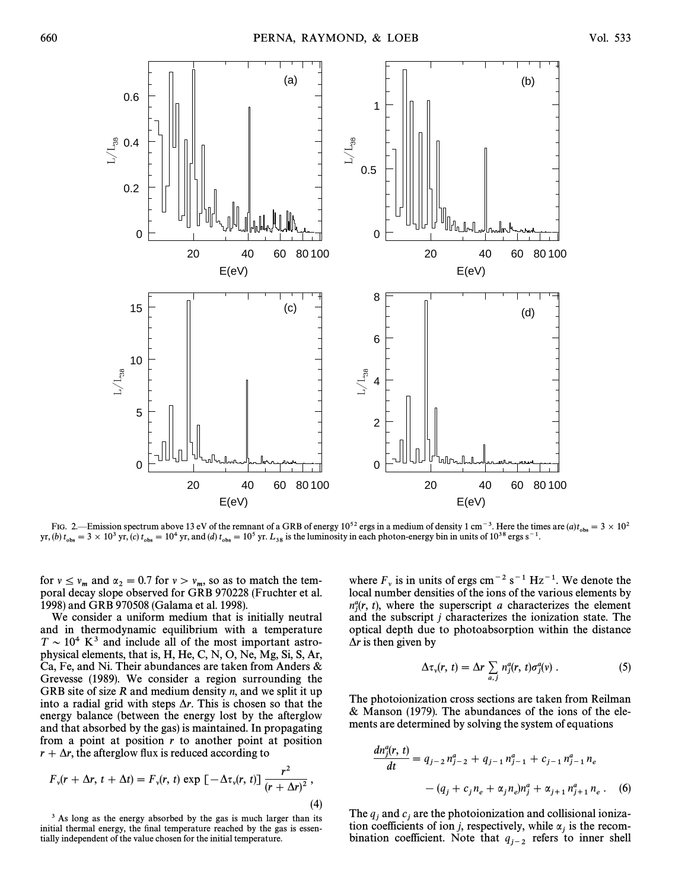FIG. 2.—Emission spectrum above 13 eV of the remnant of a GRB of energy $10^{52}$ ergs in a medium of density 1 cm$^{-3}$. Here the times are (a) $t_{\rm obs} = 3 \times 10^2$ yr, (b) $t_{\rm obs} = 3 \times 10^3$ yr, (c) $t_{\rm obs} = 10^4$ yr, and (d) $t_{\rm obs} = 10^5$ yr. $L_{38}$ is the luminosity in each photon-energy bin in units of $10^{38}$ ergs s$^{-1}$.

for $\nu \leq \nu_m$ and $\alpha_2 = 0.7$ for $\nu > \nu_m$, so as to match the temporal decay slope observed for GRB 970228 (Fruchter et al. 1998) and GRB 970508 (Galama et al. 1998).

We consider a uniform medium that is initially neutral and in thermodynamic equilibrium with a temperature $T \sim 10^4$ K[3] and include all of the most important astrophysical elements, that is, H, He, C, N, O, Ne, Mg, Si, S, Ar, Ca, Fe, and Ni. Their abundances are taken from Anders & Grevesse (1989). We consider a region surrounding the GRB site of size $R$ and medium density $n$, and we split it up into a radial grid with steps $\Delta r$. This is chosen so that the energy balance (between the energy lost by the afterglow and that absorbed by the gas) is maintained. In propagating from a point at position $r$ to another point at position $r + \Delta r$, the afterglow flux is reduced according to

$$F_\nu(r + \Delta r, t + \Delta t) = F_\nu(r, t) \exp\left[-\Delta\tau_\nu(r, t)\right] \frac{r^2}{(r + \Delta r)^2}, \quad (4)$$

where $F_\nu$ is in units of ergs cm$^{-2}$ s$^{-1}$ Hz$^{-1}$. We denote the local number densities of the ions of the various elements by $n_j^a(r, t)$, where the superscript $a$ characterizes the element and the subscript $j$ characterizes the ionization state. The optical depth due to photoabsorption within the distance $\Delta r$ is then given by

$$\Delta\tau_\nu(r, t) = \Delta r \sum_{a,j} n_j^a(r, t)\sigma_j^a(\nu). \quad (5)$$

The photoionization cross sections are taken from Reilman & Manson (1979). The abundances of the ions of the elements are determined by solving the system of equations

$$\frac{dn_j^a(r, t)}{dt} = q_{j-2}\, n_{j-2}^a + q_{j-1}\, n_{j-1}^a + c_{j-1}\, n_{j-1}^a\, n_e - (q_j + c_j n_e + \alpha_j n_e) n_j^a + \alpha_{j+1}\, n_{j+1}^a\, n_e. \quad (6)$$

The $q_j$ and $c_j$ are the photoionization and collisional ionization coefficients of ion $j$, respectively, while $\alpha_j$ is the recombination coefficient. Note that $q_{j-2}$ refers to inner shell

[3] As long as the energy absorbed by the gas is much larger than its initial thermal energy, the final temperature reached by the gas is essentially independent of the value chosen for the initial temperature.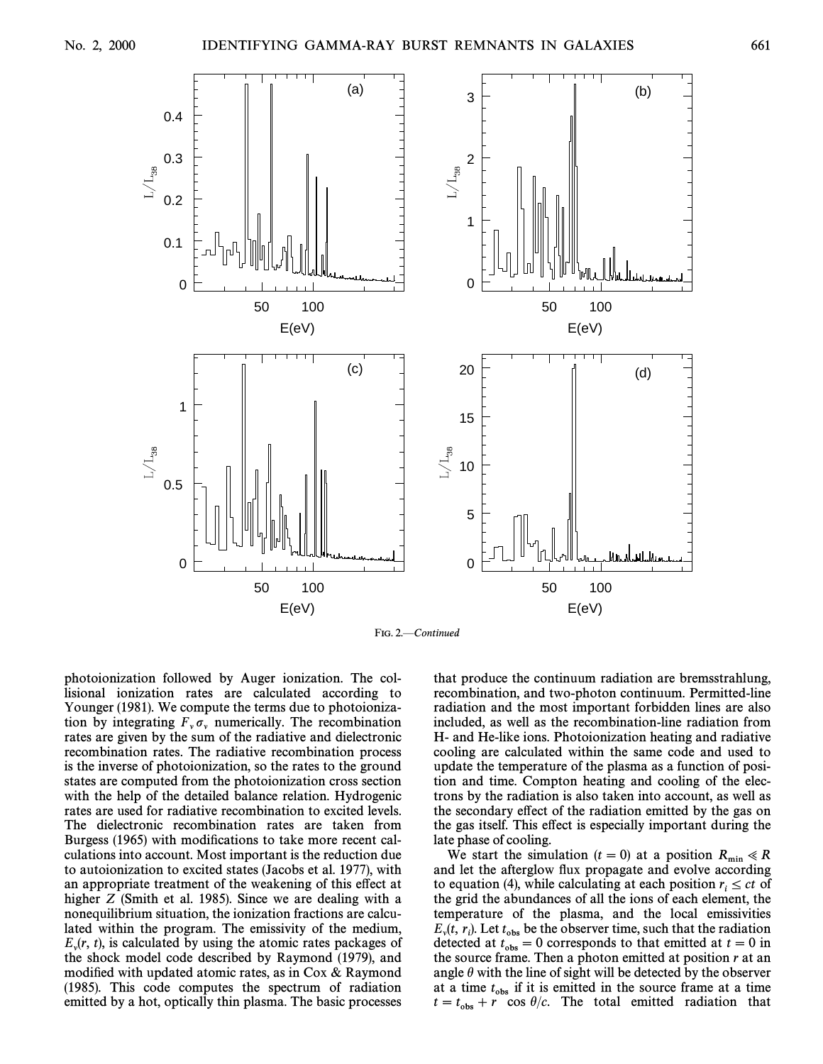FIG. 2.—*Continued*

photoionization followed by Auger ionization. The collisional ionization rates are calculated according to Younger (1981). We compute the terms due to photoionization by integrating $F_\nu \sigma_\nu$ numerically. The recombination rates are given by the sum of the radiative and dielectronic recombination rates. The radiative recombination process is the inverse of photoionization, so the rates to the ground states are computed from the photoionization cross section with the help of the detailed balance relation. Hydrogenic rates are used for radiative recombination to excited levels. The dielectronic recombination rates are taken from Burgess (1965) with modifications to take more recent calculations into account. Most important is the reduction due to autoionization to excited states (Jacobs et al. 1977), with an appropriate treatment of the weakening of this effect at higher $Z$ (Smith et al. 1985). Since we are dealing with a nonequilibrium situation, the ionization fractions are calculated within the program. The emissivity of the medium, $E_\nu(r, t)$, is calculated by using the atomic rates packages of the shock model code described by Raymond (1979), and modified with updated atomic rates, as in Cox & Raymond (1985). This code computes the spectrum of radiation emitted by a hot, optically thin plasma. The basic processes that produce the continuum radiation are bremsstrahlung, recombination, and two-photon continuum. Permitted-line radiation and the most important forbidden lines are also included, as well as the recombination-line radiation from H- and He-like ions. Photoionization heating and radiative cooling are calculated within the same code and used to update the temperature of the plasma as a function of position and time. Compton heating and cooling of the electrons by the radiation is also taken into account, as well as the secondary effect of the radiation emitted by the gas on the gas itself. This effect is especially important during the late phase of cooling.

We start the simulation ($t = 0$) at a position $R_{\min} \ll R$ and let the afterglow flux propagate and evolve according to equation (4), while calculating at each position $r_i \leq ct$ of the grid the abundances of all the ions of each element, the temperature of the plasma, and the local emissivities $E_\nu(t, r_i)$. Let $t_{\rm obs}$ be the observer time, such that the radiation detected at $t_{\rm obs} = 0$ corresponds to that emitted at $t = 0$ in the source frame. Then a photon emitted at position $r$ at an angle $\theta$ with the line of sight will be detected by the observer at a time $t_{\rm obs}$ if it is emitted in the source frame at a time $t = t_{\rm obs} + r \cos \theta / c$. The total emitted radiation that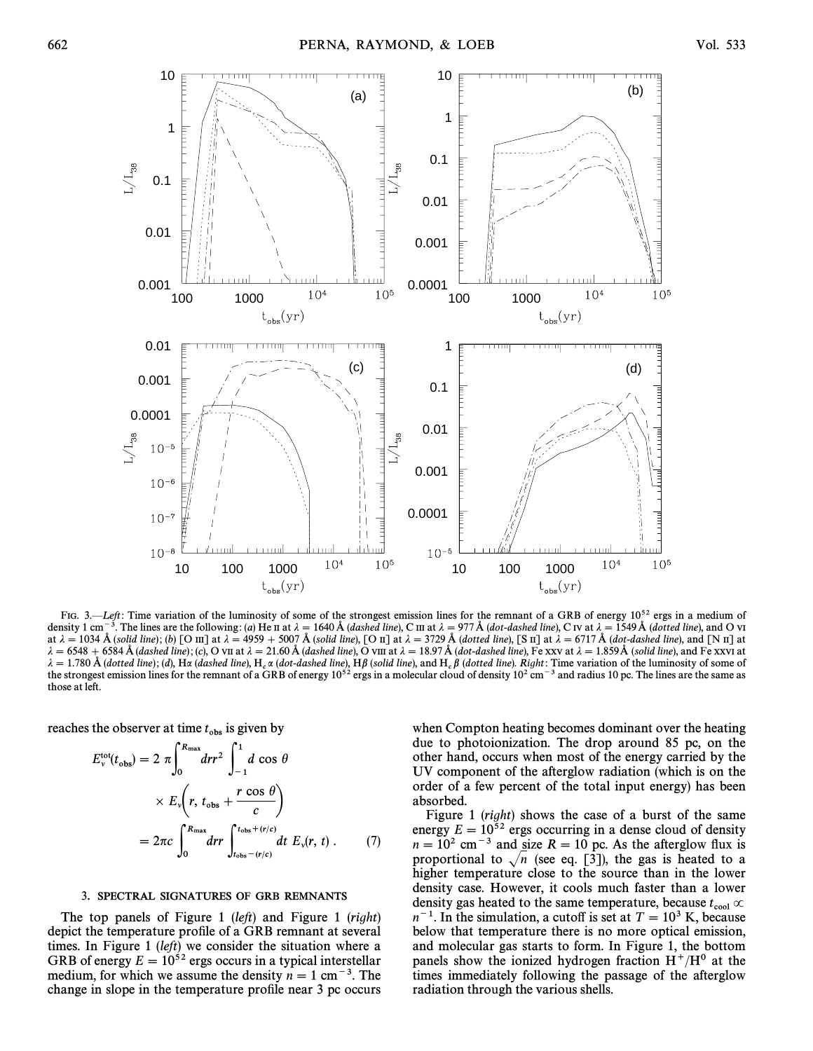FIG. 3.—*Left*: Time variation of the luminosity of some of the strongest emission lines for the remnant of a GRB of energy $10^{52}$ ergs in a medium of density 1 $\mathrm{cm}^{-3}$. The lines are the following: (*a*) He II at $\lambda = 1640$ Å (*dashed line*), C III at $\lambda = 977$ Å (*dot-dashed line*), C IV at $\lambda = 1549$ Å (*dotted line*), and O VI at $\lambda = 1034$ Å (*solid line*); (*b*) [O III] at $\lambda = 4959 + 5007$ Å (*solid line*), [O II] at $\lambda = 3729$ Å (*dotted line*), [S II] at $\lambda = 6717$ Å (*dot-dashed line*), and [N II] at $\lambda = 6548 + 6584$ Å (*dashed line*); (*c*), O VII at $\lambda = 21.60$ Å (*dashed line*), O VIII at $\lambda = 18.97$ Å (*dot-dashed line*), Fe XXV at $\lambda = 1.859$ Å (*solid line*), and Fe XXVI at $\lambda = 1.780$ Å (*dotted line*); (*d*), Hα (*dashed line*), $\mathrm{H}_e\,\alpha$ (*dot-dashed line*), Hβ (*solid line*), and $\mathrm{H}_e\,\beta$ (*dotted line*). *Right*: Time variation of the luminosity of some of the strongest emission lines for the remnant of a GRB of energy $10^{52}$ ergs in a molecular cloud of density $10^2$ $\mathrm{cm}^{-3}$ and radius 10 pc. The lines are the same as those at left.

reaches the observer at time $t_{\mathrm{obs}}$ is given by

$$E_\nu^{\mathrm{tot}}(t_{\mathrm{obs}}) = 2\pi \int_0^{R_{\max}} dr r^2 \int_{-1}^{1} d\cos\theta \times E_\nu\left(r, t_{\mathrm{obs}} + \frac{r\cos\theta}{c}\right) = 2\pi c \int_0^{R_{\max}} dr r \int_{t_{\mathrm{obs}}-(r/c)}^{t_{\mathrm{obs}}+(r/c)} dt\, E_\nu(r, t) . \quad (7)$$

### 3. SPECTRAL SIGNATURES OF GRB REMNANTS

The top panels of Figure 1 (*left*) and Figure 1 (*right*) depict the temperature profile of a GRB remnant at several times. In Figure 1 (*left*) we consider the situation where a GRB of energy $E = 10^{52}$ ergs occurs in a typical interstellar medium, for which we assume the density $n = 1$ $\mathrm{cm}^{-3}$. The change in slope in the temperature profile near 3 pc occurs when Compton heating becomes dominant over the heating due to photoionization. The drop around 85 pc, on the other hand, occurs when most of the energy carried by the UV component of the afterglow radiation (which is on the order of a few percent of the total input energy) has been absorbed.

Figure 1 (*right*) shows the case of a burst of the same energy $E = 10^{52}$ ergs occurring in a dense cloud of density $n = 10^2$ $\mathrm{cm}^{-3}$ and size $R = 10$ pc. As the afterglow flux is proportional to $\sqrt{n}$ (see eq. [3]), the gas is heated to a higher temperature close to the source than in the lower density case. However, it cools much faster than a lower density gas heated to the same temperature, because $t_{\mathrm{cool}} \propto n^{-1}$. In the simulation, a cutoff is set at $T = 10^3$ K, because below that temperature there is no more optical emission, and molecular gas starts to form. In Figure 1, the bottom panels show the ionized hydrogen fraction $\mathrm{H}^+/\mathrm{H}^0$ at the times immediately following the passage of the afterglow radiation through the various shells.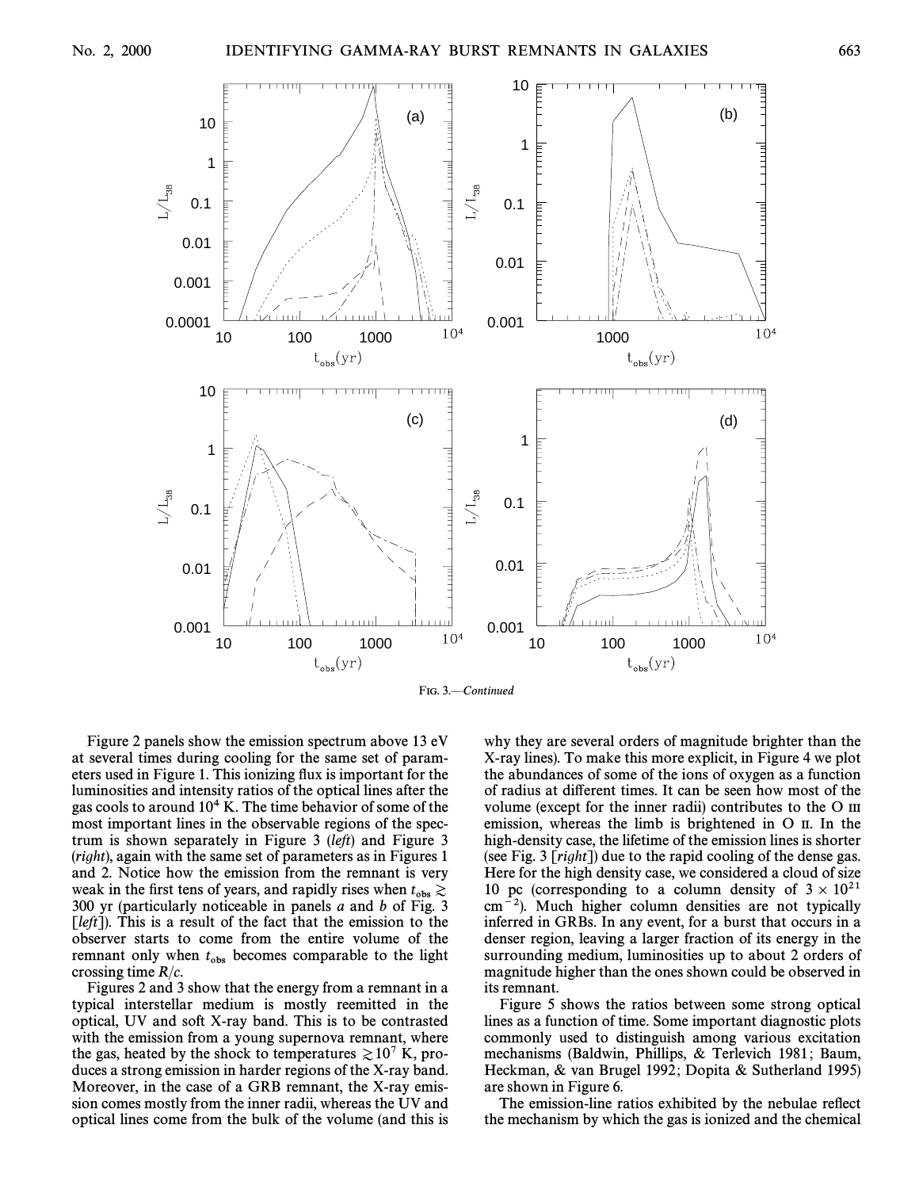FIG. 3.—*Continued*

Figure 2 panels show the emission spectrum above 13 eV at several times during cooling for the same set of parameters used in Figure 1. This ionizing flux is important for the luminosities and intensity ratios of the optical lines after the gas cools to around $10^4$ K. The time behavior of some of the most important lines in the observable regions of the spectrum is shown separately in Figure 3 (*left*) and Figure 3 (*right*), again with the same set of parameters as in Figures 1 and 2. Notice how the emission from the remnant is very weak in the first tens of years, and rapidly rises when $t_{\rm obs} \gtrsim 300$ yr (particularly noticeable in panels *a* and *b* of Fig. 3 [*left*]). This is a result of the fact that the emission to the observer starts to come from the entire volume of the remnant only when $t_{\rm obs}$ becomes comparable to the light crossing time $R/c$.

Figures 2 and 3 show that the energy from a remnant in a typical interstellar medium is mostly reemitted in the optical, UV and soft X-ray band. This is to be contrasted with the emission from a young supernova remnant, where the gas, heated by the shock to temperatures $\gtrsim 10^7$ K, produces a strong emission in harder regions of the X-ray band. Moreover, in the case of a GRB remnant, the X-ray emission comes mostly from the inner radii, whereas the UV and optical lines come from the bulk of the volume (and this is why they are several orders of magnitude brighter than the X-ray lines). To make this more explicit, in Figure 4 we plot the abundances of some of the ions of oxygen as a function of radius at different times. It can be seen how most of the volume (except for the inner radii) contributes to the O III emission, whereas the limb is brightened in O II. In the high-density case, the lifetime of the emission lines is shorter (see Fig. 3 [*right*]) due to the rapid cooling of the dense gas. Here for the high density case, we considered a cloud of size 10 pc (corresponding to a column density of $3 \times 10^{21}$ cm$^{-2}$). Much higher column densities are not typically inferred in GRBs. In any event, for a burst that occurs in a denser region, leaving a larger fraction of its energy in the surrounding medium, luminosities up to about 2 orders of magnitude higher than the ones shown could be observed in its remnant.

Figure 5 shows the ratios between some strong optical lines as a function of time. Some important diagnostic plots commonly used to distinguish among various excitation mechanisms (Baldwin, Phillips, & Terlevich 1981; Baum, Heckman, & van Brugel 1992; Dopita & Sutherland 1995) are shown in Figure 6.

The emission-line ratios exhibited by the nebulae reflect the mechanism by which the gas is ionized and the chemical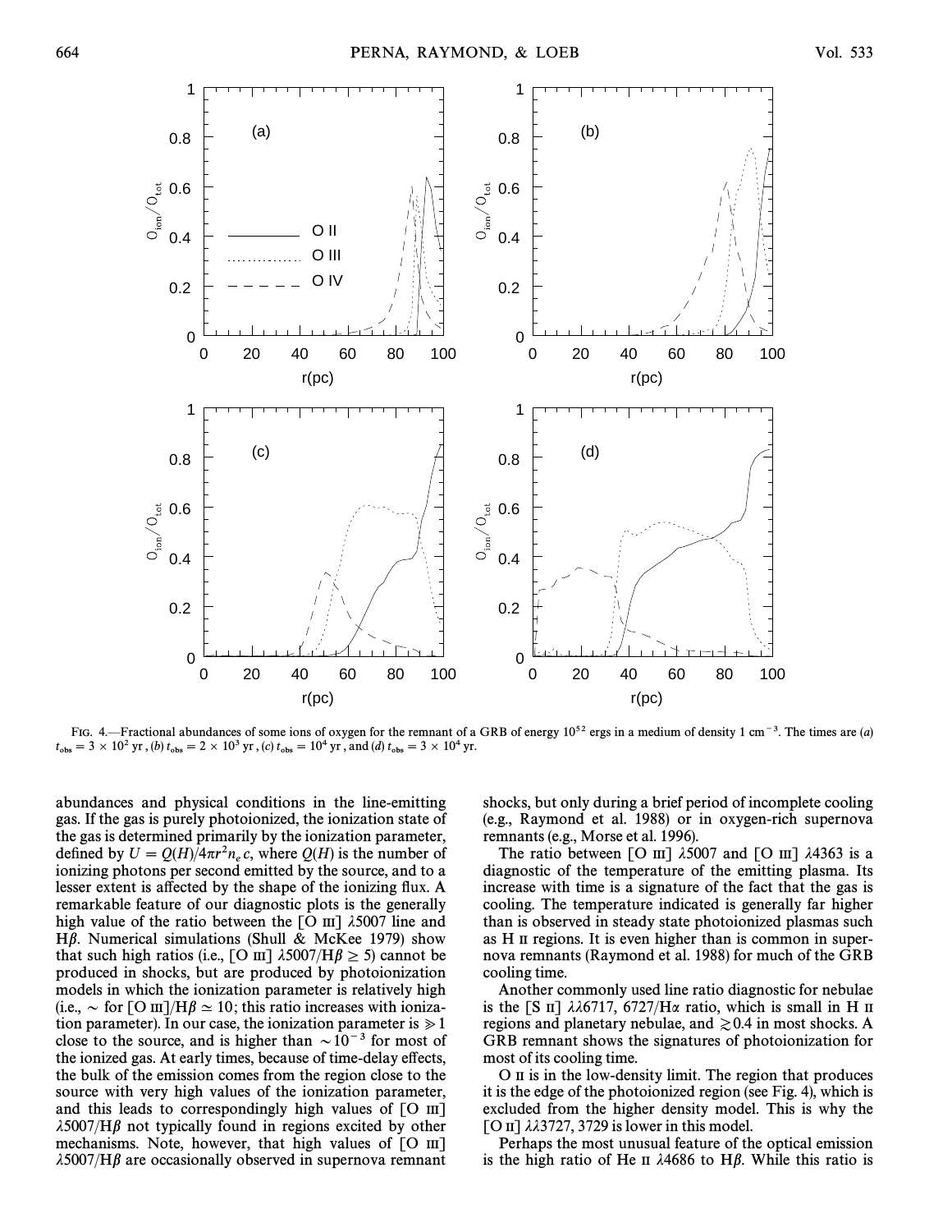FIG. 4.—Fractional abundances of some ions of oxygen for the remnant of a GRB of energy $10^{52}$ ergs in a medium of density 1 $cm^{-3}$. The times are (*a*) $t_{obs} = 3 \times 10^2$ yr, (*b*) $t_{obs} = 2 \times 10^3$ yr, (*c*) $t_{obs} = 10^4$ yr, and (*d*) $t_{obs} = 3 \times 10^4$ yr.

abundances and physical conditions in the line-emitting gas. If the gas is purely photoionized, the ionization state of the gas is determined primarily by the ionization parameter, defined by $U = Q(H)/4\pi r^2 n_e c$, where $Q(H)$ is the number of ionizing photons per second emitted by the source, and to a lesser extent is affected by the shape of the ionizing flux. A remarkable feature of our diagnostic plots is the generally high value of the ratio between the [O III] λ5007 line and Hβ. Numerical simulations (Shull & McKee 1979) show that such high ratios (i.e., [O III] λ5007/Hβ $\geq 5$) cannot be produced in shocks, but are produced by photoionization models in which the ionization parameter is relatively high (i.e., ~ for [O III]/Hβ $\simeq 10$; this ratio increases with ionization parameter). In our case, the ionization parameter is $\gg 1$ close to the source, and is higher than $\sim 10^{-3}$ for most of the ionized gas. At early times, because of time-delay effects, the bulk of the emission comes from the region close to the source with very high values of the ionization parameter, and this leads to correspondingly high values of [O III] λ5007/Hβ not typically found in regions excited by other mechanisms. Note, however, that high values of [O III] λ5007/Hβ are occasionally observed in supernova remnant shocks, but only during a brief period of incomplete cooling (e.g., Raymond et al. 1988) or in oxygen-rich supernova remnants (e.g., Morse et al. 1996).

The ratio between [O III] λ5007 and [O III] λ4363 is a diagnostic of the temperature of the emitting plasma. Its increase with time is a signature of the fact that the gas is cooling. The temperature indicated is generally far higher than is observed in steady state photoionized plasmas such as H II regions. It is even higher than is common in supernova remnants (Raymond et al. 1988) for much of the GRB cooling time.

Another commonly used line ratio diagnostic for nebulae is the [S II] λλ6717, 6727/Hα ratio, which is small in H II regions and planetary nebulae, and $\gtrsim 0.4$ in most shocks. A GRB remnant shows the signatures of photoionization for most of its cooling time.

O II is in the low-density limit. The region that produces it is the edge of the photoionized region (see Fig. 4), which is excluded from the higher density model. This is why the [O II] λλ3727, 3729 is lower in this model.

Perhaps the most unusual feature of the optical emission is the high ratio of He II λ4686 to Hβ. While this ratio is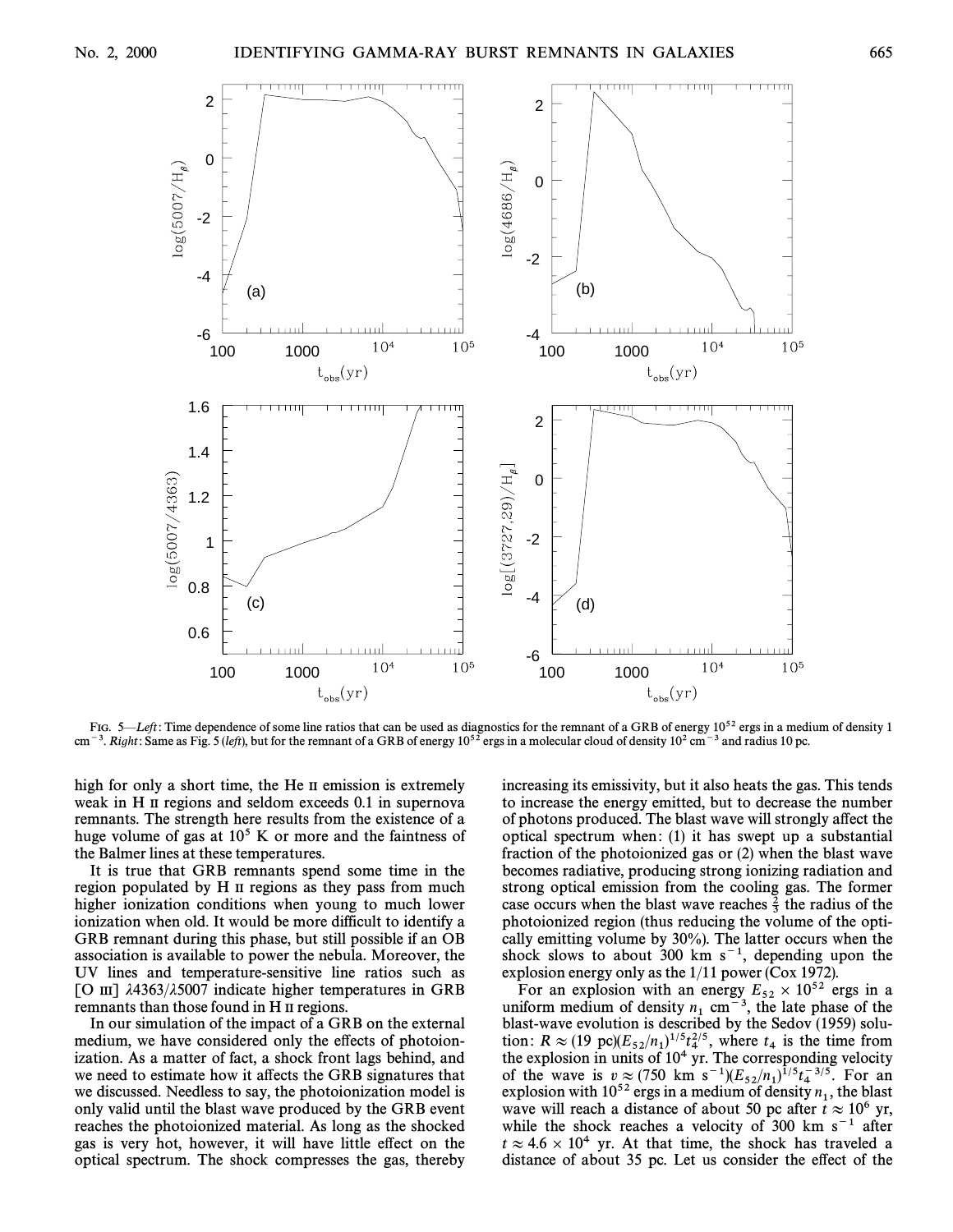FIG. 5—*Left*: Time dependence of some line ratios that can be used as diagnostics for the remnant of a GRB of energy $10^{52}$ ergs in a medium of density 1 $cm^{-3}$. *Right*: Same as Fig. 5 (*left*), but for the remnant of a GRB of energy $10^{52}$ ergs in a molecular cloud of density $10^2$ $cm^{-3}$ and radius 10 pc.

high for only a short time, the He II emission is extremely weak in H II regions and seldom exceeds 0.1 in supernova remnants. The strength here results from the existence of a huge volume of gas at $10^5$ K or more and the faintness of the Balmer lines at these temperatures.

It is true that GRB remnants spend some time in the region populated by H II regions as they pass from much higher ionization conditions when young to much lower ionization when old. It would be more difficult to identify a GRB remnant during this phase, but still possible if an OB association is available to power the nebula. Moreover, the UV lines and temperature-sensitive line ratios such as [O III] λ4363/λ5007 indicate higher temperatures in GRB remnants than those found in H II regions.

In our simulation of the impact of a GRB on the external medium, we have considered only the effects of photoionization. As a matter of fact, a shock front lags behind, and we need to estimate how it affects the GRB signatures that we discussed. Needless to say, the photoionization model is only valid until the blast wave produced by the GRB event reaches the photoionized material. As long as the shocked gas is very hot, however, it will have little effect on the optical spectrum. The shock compresses the gas, thereby increasing its emissivity, but it also heats the gas. This tends to increase the energy emitted, but to decrease the number of photons produced. The blast wave will strongly affect the optical spectrum when: (1) it has swept up a substantial fraction of the photoionized gas or (2) when the blast wave becomes radiative, producing strong ionizing radiation and strong optical emission from the cooling gas. The former case occurs when the blast wave reaches $\frac{2}{3}$ the radius of the photoionized region (thus reducing the volume of the optically emitting volume by 30%). The latter occurs when the shock slows to about 300 km $s^{-1}$, depending upon the explosion energy only as the 1/11 power (Cox 1972).

For an explosion with an energy $E_{52} \times 10^{52}$ ergs in a uniform medium of density $n_1$ $cm^{-3}$, the late phase of the blast-wave evolution is described by the Sedov (1959) solution: $R \approx (19 \text{ pc})(E_{52}/n_1)^{1/5} t_4^{2/5}$, where $t_4$ is the time from the explosion in units of $10^4$ yr. The corresponding velocity of the wave is $v \approx (750 \text{ km s}^{-1})(E_{52}/n_1)^{1/5} t_4^{-3/5}$. For an explosion with $10^{52}$ ergs in a medium of density $n_1$, the blast wave will reach a distance of about 50 pc after $t \approx 10^6$ yr, while the shock reaches a velocity of 300 km $s^{-1}$ after $t \approx 4.6 \times 10^4$ yr. At that time, the shock has traveled a distance of about 35 pc. Let us consider the effect of the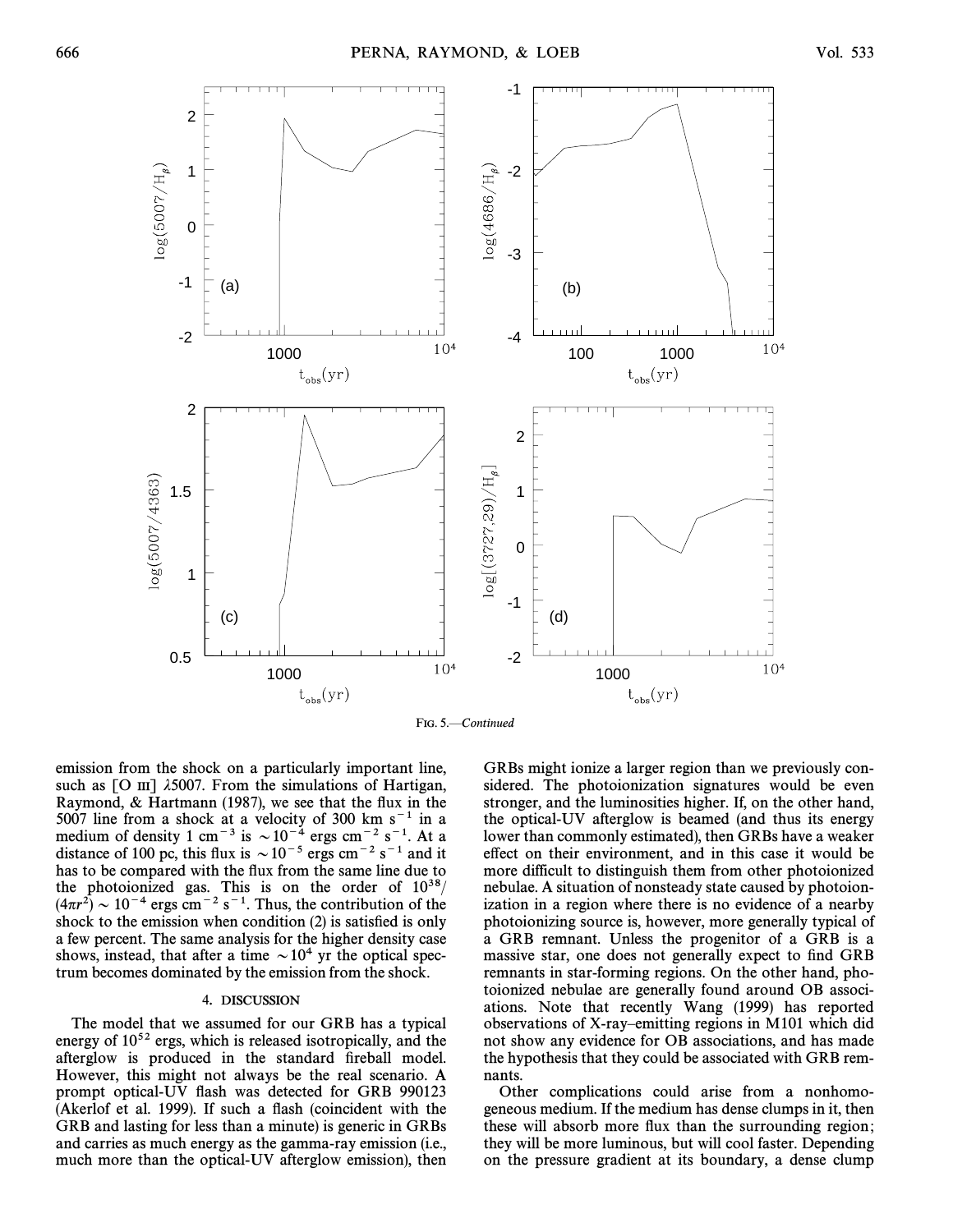FIG. 5.—*Continued*

emission from the shock on a particularly important line, such as [O III] λ5007. From the simulations of Hartigan, Raymond, & Hartmann (1987), we see that the flux in the 5007 line from a shock at a velocity of 300 km $s^{-1}$ in a medium of density 1 $cm^{-3}$ is $\sim 10^{-4}$ ergs $cm^{-2}$ $s^{-1}$. At a distance of 100 pc, this flux is $\sim 10^{-5}$ ergs $cm^{-2}$ $s^{-1}$ and it has to be compared with the flux from the same line due to the photoionized gas. This is on the order of $10^{38}/(4\pi r^2) \sim 10^{-4}$ ergs $cm^{-2}$ $s^{-1}$. Thus, the contribution of the shock to the emission when condition (2) is satisfied is only a few percent. The same analysis for the higher density case shows, instead, that after a time $\sim 10^4$ yr the optical spectrum becomes dominated by the emission from the shock.

## 4. DISCUSSION

The model that we assumed for our GRB has a typical energy of $10^{52}$ ergs, which is released isotropically, and the afterglow is produced in the standard fireball model. However, this might not always be the real scenario. A prompt optical-UV flash was detected for GRB 990123 (Akerlof et al. 1999). If such a flash (coincident with the GRB and lasting for less than a minute) is generic in GRBs and carries as much energy as the gamma-ray emission (i.e., much more than the optical-UV afterglow emission), then GRBs might ionize a larger region than we previously considered. The photoionization signatures would be even stronger, and the luminosities higher. If, on the other hand, the optical-UV afterglow is beamed (and thus its energy lower than commonly estimated), then GRBs have a weaker effect on their environment, and in this case it would be more difficult to distinguish them from other photoionized nebulae. A situation of nonsteady state caused by photoionization in a region where there is no evidence of a nearby photoionizing source is, however, more generally typical of a GRB remnant. Unless the progenitor of a GRB is a massive star, one does not generally expect to find GRB remnants in star-forming regions. On the other hand, photoionized nebulae are generally found around OB associations. Note that recently Wang (1999) has reported observations of X-ray–emitting regions in M101 which did not show any evidence for OB associations, and has made the hypothesis that they could be associated with GRB remnants.

Other complications could arise from a nonhomogeneous medium. If the medium has dense clumps in it, then these will absorb more flux than the surrounding region; they will be more luminous, but will cool faster. Depending on the pressure gradient at its boundary, a dense clump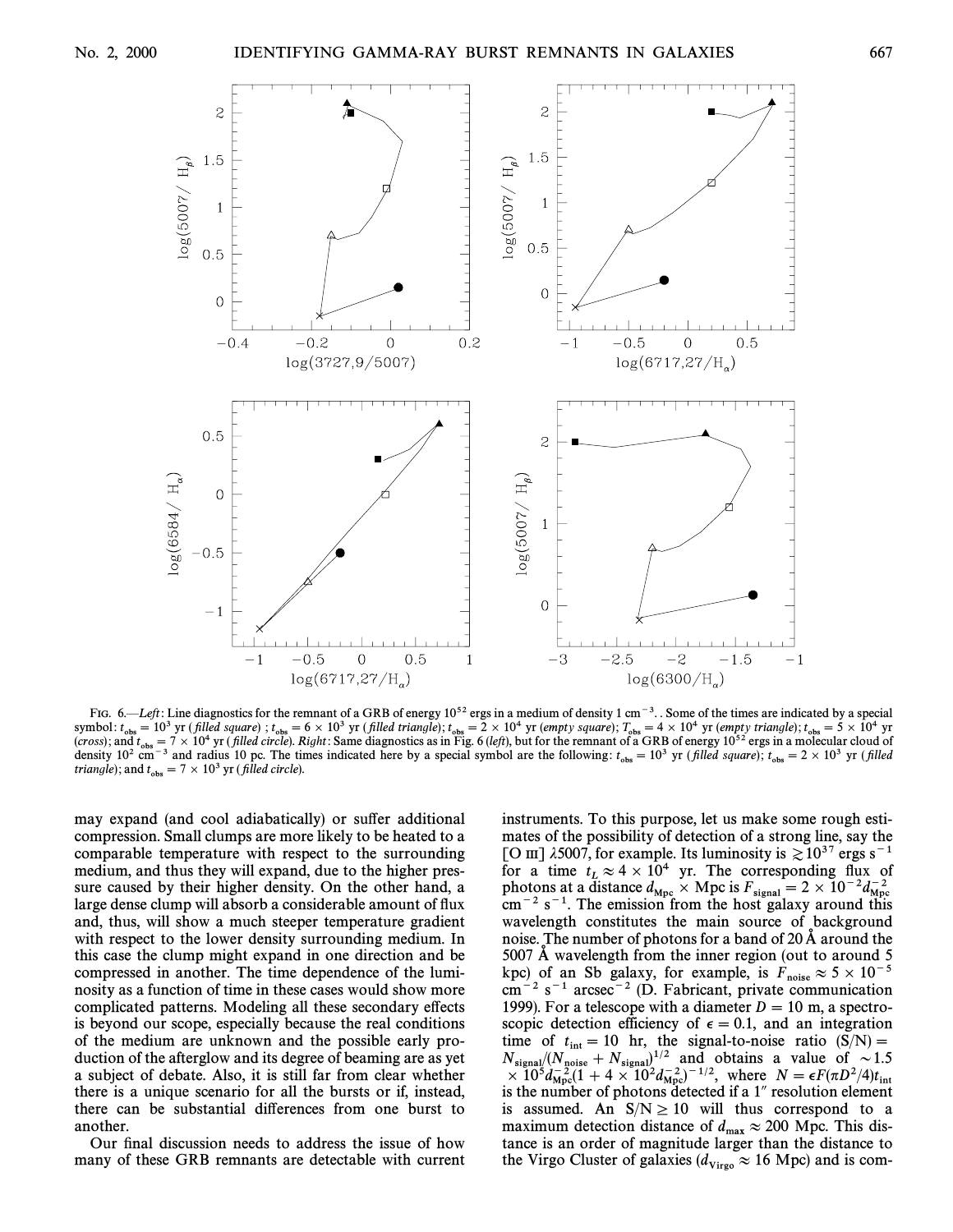FIG. 6.—*Left*: Line diagnostics for the remnant of a GRB of energy $10^{52}$ ergs in a medium of density 1 $cm^{-3}$.. Some of the times are indicated by a special symbol: $t_{obs} = 10^3$ yr (*filled square*) ; $t_{obs} = 6 \times 10^3$ yr (*filled triangle*); $t_{obs} = 2 \times 10^4$ yr (*empty square*); $T_{obs} = 4 \times 10^4$ yr (*empty triangle*); $t_{obs} = 5 \times 10^4$ yr (*cross*); and $t_{obs} = 7 \times 10^4$ yr (*filled circle*). *Right*: Same diagnostics as in Fig. 6 (*left*), but for the remnant of a GRB of energy $10^{52}$ ergs in a molecular cloud of density $10^2$ $cm^{-3}$ and radius 10 pc. The times indicated here by a special symbol are the following: $t_{obs} = 10^3$ yr (*filled square*); $t_{obs} = 2 \times 10^3$ yr (*filled triangle*); and $t_{obs} = 7 \times 10^3$ yr (*filled circle*).

may expand (and cool adiabatically) or suffer additional compression. Small clumps are more likely to be heated to a comparable temperature with respect to the surrounding medium, and thus they will expand, due to the higher pressure caused by their higher density. On the other hand, a large dense clump will absorb a considerable amount of flux and, thus, will show a much steeper temperature gradient with respect to the lower density surrounding medium. In this case the clump might expand in one direction and be compressed in another. The time dependence of the luminosity as a function of time in these cases would show more complicated patterns. Modeling all these secondary effects is beyond our scope, especially because the real conditions of the medium are unknown and the possible early production of the afterglow and its degree of beaming are as yet a subject of debate. Also, it is still far from clear whether there is a unique scenario for all the bursts or if, instead, there can be substantial differences from one burst to another.

Our final discussion needs to address the issue of how many of these GRB remnants are detectable with current instruments. To this purpose, let us make some rough estimates of the possibility of detection of a strong line, say the [O III] λ5007, for example. Its luminosity is $\gtrsim 10^{37}$ ergs $s^{-1}$ for a time $t_L \approx 4 \times 10^4$ yr. The corresponding flux of photons at a distance $d_{Mpc}$ × Mpc is $F_{signal} = 2 \times 10^{-2} d_{Mpc}^{-2}$ $cm^{-2}$ $s^{-1}$. The emission from the host galaxy around this wavelength constitutes the main source of background noise. The number of photons for a band of 20 Å around the 5007 Å wavelength from the inner region (out to around 5 kpc) of an Sb galaxy, for example, is $F_{noise} \approx 5 \times 10^{-5}$ $cm^{-2}$ $s^{-1}$ $arcsec^{-2}$ (D. Fabricant, private communication 1999). For a telescope with a diameter $D = 10$ m, a spectroscopic detection efficiency of $\epsilon = 0.1$, and an integration time of $t_{int} = 10$ hr, the signal-to-noise ratio (S/N) = $N_{signal}/(N_{noise} + N_{signal})^{1/2}$ and obtains a value of $\sim 1.5 \times 10^5 d_{Mpc}^{-2} (1 + 4 \times 10^2 d_{Mpc}^{-2})^{-1/2}$, where $N = \epsilon F(\pi D^2/4) t_{int}$ is the number of photons detected if a 1″ resolution element is assumed. An S/N $\geq 10$ will thus correspond to a maximum detection distance of $d_{max} \approx 200$ Mpc. This distance is an order of magnitude larger than the distance to the Virgo Cluster of galaxies ($d_{Virgo} \approx 16$ Mpc) and is com-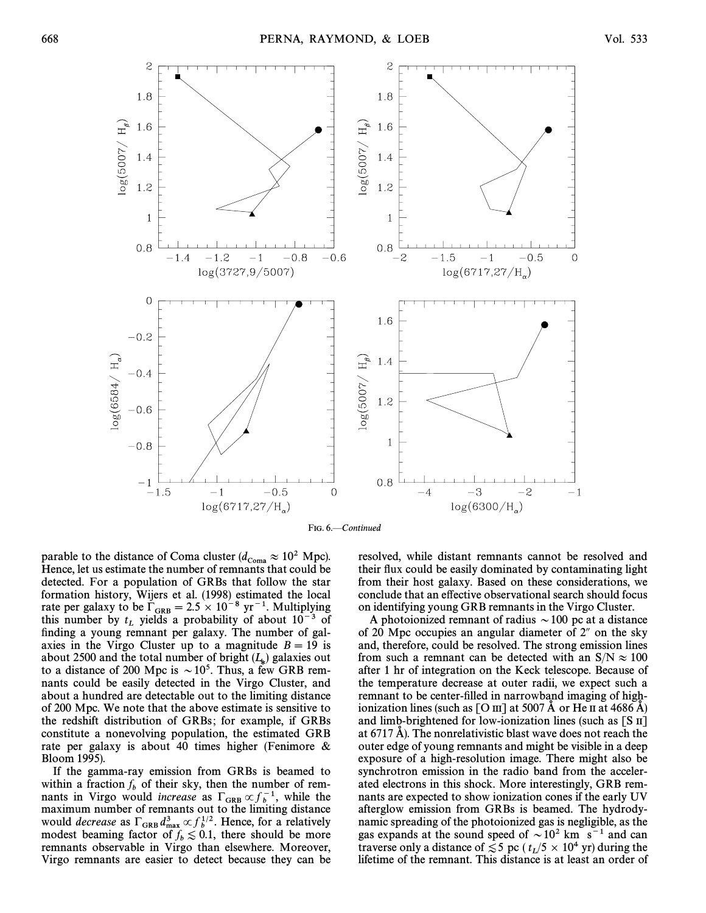FIG. 6.—*Continued*

parable to the distance of Coma cluster ($d_{\rm Coma} \approx 10^2$ Mpc). Hence, let us estimate the number of remnants that could be detected. For a population of GRBs that follow the star formation history, Wijers et al. (1998) estimated the local rate per galaxy to be $\Gamma_{\rm GRB} = 2.5 \times 10^{-8}$ yr$^{-1}$. Multiplying this number by $t_L$ yields a probability of about $10^{-3}$ of finding a young remnant per galaxy. The number of galaxies in the Virgo Cluster up to a magnitude $B = 19$ is about 2500 and the total number of bright ($L_*$) galaxies out to a distance of 200 Mpc is $\sim 10^5$. Thus, a few GRB remnants could be easily detected in the Virgo Cluster, and about a hundred are detectable out to the limiting distance of 200 Mpc. We note that the above estimate is sensitive to the redshift distribution of GRBs; for example, if GRBs constitute a nonevolving population, the estimated GRB rate per galaxy is about 40 times higher (Fenimore & Bloom 1995).

If the gamma-ray emission from GRBs is beamed to within a fraction $f_b$ of their sky, then the number of remnants in Virgo would *increase* as $\Gamma_{\rm GRB} \propto f_b^{-1}$, while the maximum number of remnants out to the limiting distance would *decrease* as $\Gamma_{\rm GRB}\, d_{\rm max}^3 \propto f_b^{1/2}$. Hence, for a relatively modest beaming factor of $f_b \lesssim 0.1$, there should be more remnants observable in Virgo than elsewhere. Moreover, Virgo remnants are easier to detect because they can be resolved, while distant remnants cannot be resolved and their flux could be easily dominated by contaminating light from their host galaxy. Based on these considerations, we conclude that an effective observational search should focus on identifying young GRB remnants in the Virgo Cluster.

A photoionized remnant of radius $\sim 100$ pc at a distance of 20 Mpc occupies an angular diameter of $2''$ on the sky and, therefore, could be resolved. The strong emission lines from such a remnant can be detected with an S/N $\approx 100$ after 1 hr of integration on the Keck telescope. Because of the temperature decrease at outer radii, we expect such a remnant to be center-filled in narrowband imaging of high-ionization lines (such as [O III] at 5007 Å or He II at 4686 Å) and limb-brightened for low-ionization lines (such as [S II] at 6717 Å). The nonrelativistic blast wave does not reach the outer edge of young remnants and might be visible in a deep exposure of a high-resolution image. There might also be synchrotron emission in the radio band from the accelerated electrons in this shock. More interestingly, GRB remnants are expected to show ionization cones if the early UV afterglow emission from GRBs is beamed. The hydrodynamic spreading of the photoionized gas is negligible, as the gas expands at the sound speed of $\sim 10^2$ km s$^{-1}$ and can traverse only a distance of $\lesssim 5$ pc ($t_L/5 \times 10^4$ yr) during the lifetime of the remnant. This distance is at least an order of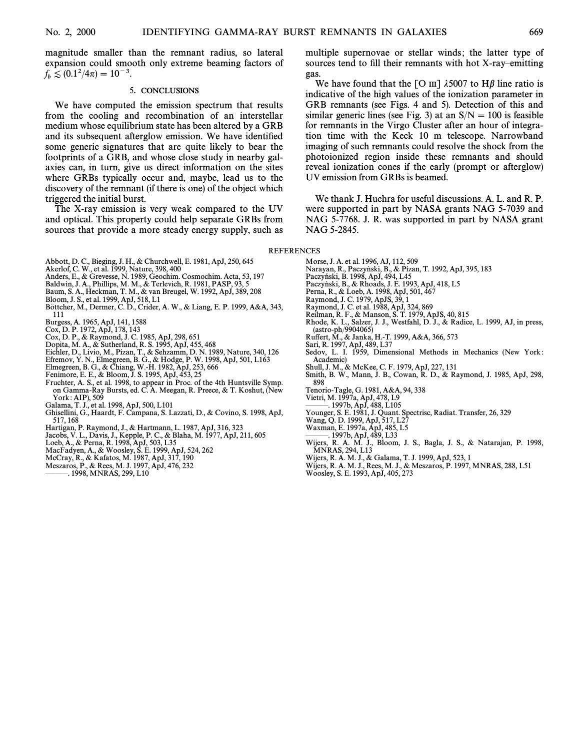magnitude smaller than the remnant radius, so lateral expansion could smooth only extreme beaming factors of $f_b \lesssim (0.1^2/4\pi) = 10^{-3}$.

## 5. CONCLUSIONS

We have computed the emission spectrum that results from the cooling and recombination of an interstellar medium whose equilibrium state has been altered by a GRB and its subsequent afterglow emission. We have identified some generic signatures that are quite likely to bear the footprints of a GRB, and whose close study in nearby galaxies can, in turn, give us direct information on the sites where GRBs typically occur and, maybe, lead us to the discovery of the remnant (if there is one) of the object which triggered the initial burst.

The X-ray emission is very weak compared to the UV and optical. This property could help separate GRBs from sources that provide a more steady energy supply, such as multiple supernovae or stellar winds; the latter type of sources tend to fill their remnants with hot X-ray–emitting gas.

We have found that the [O III] λ5007 to Hβ line ratio is indicative of the high values of the ionization parameter in GRB remnants (see Figs. 4 and 5). Detection of this and similar generic lines (see Fig. 3) at an S/N = 100 is feasible for remnants in the Virgo Cluster after an hour of integration time with the Keck 10 m telescope. Narrowband imaging of such remnants could resolve the shock from the photoionized region inside these remnants and should reveal ionization cones if the early (prompt or afterglow) UV emission from GRBs is beamed.

We thank J. Huchra for useful discussions. A. L. and R. P. were supported in part by NASA grants NAG 5-7039 and NAG 5-7768. J. R. was supported in part by NASA grant NAG 5-2845.

## REFERENCES

Abbott, D. C., Bieging, J. H., & Churchwell, E. 1981, ApJ, 250, 645
Akerlof, C. W., et al. 1999, Nature, 398, 400
Anders, E., & Grevesse, N. 1989, Geochim. Cosmochim. Acta, 53, 197
Baldwin, J. A., Phillips, M. M., & Terlevich, R. 1981, PASP, 93, 5
Baum, S. A., Heckman, T. M., & van Breugel, W. 1992, ApJ, 389, 208
Bloom, J. S., et al. 1999, ApJ, 518, L1
Böttcher, M., Dermer, C. D., Crider, A. W., & Liang, E. P. 1999, A&A, 343, 111
Burgess, A. 1965, ApJ, 141, 1588
Cox, D. P. 1972, ApJ, 178, 143
Cox, D. P., & Raymond, J. C. 1985, ApJ, 298, 651
Dopita, M. A., & Sutherland, R. S. 1995, ApJ, 455, 468
Eichler, D., Livio, M., Pizan, T., & Sehzamm, D. N. 1989, Nature, 340, 126
Efremov, Y. N., Elmegreen, B. G., & Hodge, P. W. 1998, ApJ, 501, L163
Elmegreen, B. G., & Chiang, W.-H. 1982, ApJ, 253, 666
Fenimore, E. E., & Bloom, J. S. 1995, ApJ, 453, 25
Fruchter, A. S., et al. 1998, to appear in Proc. of the 4th Huntsville Symp. on Gamma-Ray Bursts, ed. C. A. Meegan, R. Preece, & T. Koshut, (New York: AIP), 509
Galama, T. J., et al. 1998, ApJ, 500, L101
Ghisellini, G., Haardt, F. Campana, S. Lazzati, D., & Covino, S. 1998, ApJ, 517, 168
Hartigan, P. Raymond, J., & Hartmann, L. 1987, ApJ, 316, 323
Jacobs, V. L., Davis, J., Kepple, P. C., & Blaha, M. 1977, ApJ, 211, 605
Loeb, A., & Perna, R. 1998, ApJ, 503, L35
MacFadyen, A., & Woosley, S. E. 1999, ApJ, 524, 262
McCray, R., & Kafatos, M. 1987, ApJ, 317, 190
Meszaros, P., & Rees, M. J. 1997, ApJ, 476, 232
———. 1998, MNRAS, 299, L10
Morse, J. A. et al. 1996, AJ, 112, 509
Narayan, R., Paczyński, B., & Pizan, T. 1992, ApJ, 395, 183
Paczyński, B. 1998, ApJ, 494, L45
Paczyński, B., & Rhoads, J. E. 1993, ApJ, 418, L5
Perna, R., & Loeb, A. 1998, ApJ, 501, 467
Raymond, J. C. 1979, ApJS, 39, 1
Raymond, J. C. et al. 1988, ApJ, 324, 869
Reilman, R. F., & Manson, S. T. 1979, ApJS, 40, 815
Rhode, K. L., Salzer, J. J., Westfahl, D. J., & Radice, L. 1999, AJ, in press, (astro-ph/9904065)
Ruffert, M., & Janka, H.-T. 1999, A&A, 366, 573
Sari, R. 1997, ApJ, 489, L37
Sedov, L. I. 1959, Dimensional Methods in Mechanics (New York: Academic)
Shull, J. M., & McKee, C. F. 1979, ApJ, 227, 131
Smith, B. W., Mann, J. B., Cowan, R. D., & Raymond, J. 1985, ApJ, 298, 898
Tenorio-Tagle, G. 1981, A&A, 94, 338
Vietri, M. 1997a, ApJ, 478, L9
———. 1997b, ApJ, 488, L105
Younger, S. E. 1981, J. Quant. Spectrisc, Radiat. Transfer, 26, 329
Wang, Q. D. 1999, ApJ, 517, L27
Waxman, E. 1997a, ApJ, 485, L5
———. 1997b, ApJ, 489, L33
Wijers, R. A. M. J., Bloom, J. S., Bagla, J. S., & Natarajan, P. 1998, MNRAS, 294, L13
Wijers, R. A. M. J., & Galama, T. J. 1999, ApJ, 523, 1
Wijers, R. A. M. J., Rees, M. J., & Meszaros, P. 1997, MNRAS, 288, L51
Woosley, S. E. 1993, ApJ, 405, 273